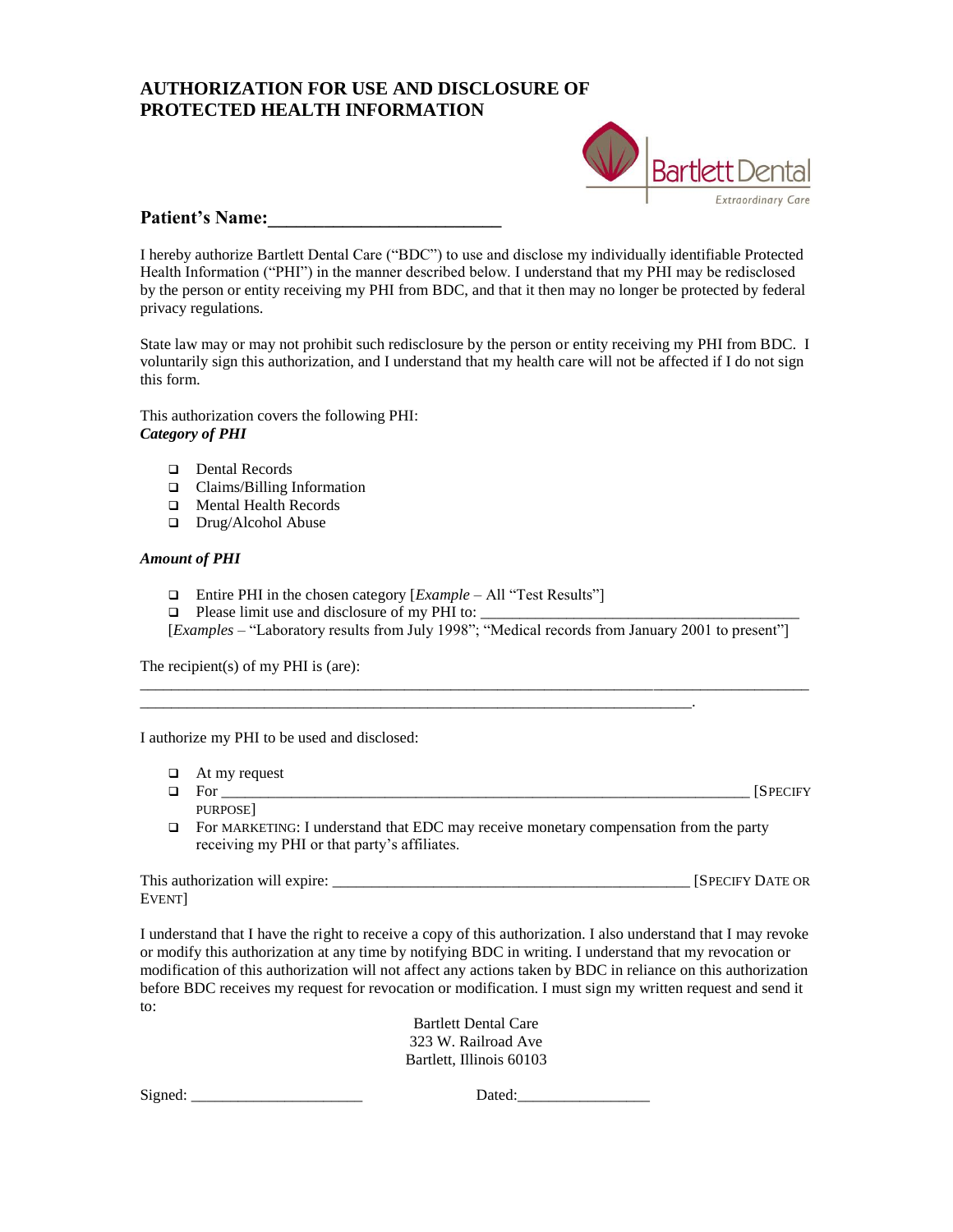# AUTHORIZATION FOR USE AND DISCLOSURE OF PROTECTED HEALTH INFORMATION

Bartlett Dental
Extraordinary Care

**Patient's Name:_________________________**

I hereby authorize Bartlett Dental Care ("BDC") to use and disclose my individually identifiable Protected Health Information ("PHI") in the manner described below. I understand that my PHI may be redisclosed by the person or entity receiving my PHI from BDC, and that it then may no longer be protected by federal privacy regulations.

State law may or may not prohibit such redisclosure by the person or entity receiving my PHI from BDC. I voluntarily sign this authorization, and I understand that my health care will not be affected if I do not sign this form.

This authorization covers the following PHI:
***Category of PHI***

- ❑ Dental Records
- ❑ Claims/Billing Information
- ❑ Mental Health Records
- ❑ Drug/Alcohol Abuse

***Amount of PHI***

- ❑ Entire PHI in the chosen category [*Example* – All "Test Results"]
- ❑ Please limit use and disclosure of my PHI to: ________________________________________

[*Examples* – "Laboratory results from July 1998"; "Medical records from January 2001 to present"]

The recipient(s) of my PHI is (are):
_____________________________________________________________________________________
______________________________________________________________________.

I authorize my PHI to be used and disclosed:

- ❑ At my request
- ❑ For _________________________________________________________________ [SPECIFY PURPOSE]
- ❑ For MARKETING: I understand that EDC may receive monetary compensation from the party receiving my PHI or that party's affiliates.

This authorization will expire: _____________________________________________ [SPECIFY DATE OR EVENT]

I understand that I have the right to receive a copy of this authorization. I also understand that I may revoke or modify this authorization at any time by notifying BDC in writing. I understand that my revocation or modification of this authorization will not affect any actions taken by BDC in reliance on this authorization before BDC receives my request for revocation or modification. I must sign my written request and send it to:

Bartlett Dental Care
323 W. Railroad Ave
Bartlett, Illinois 60103

Signed: _____________________ Dated:________________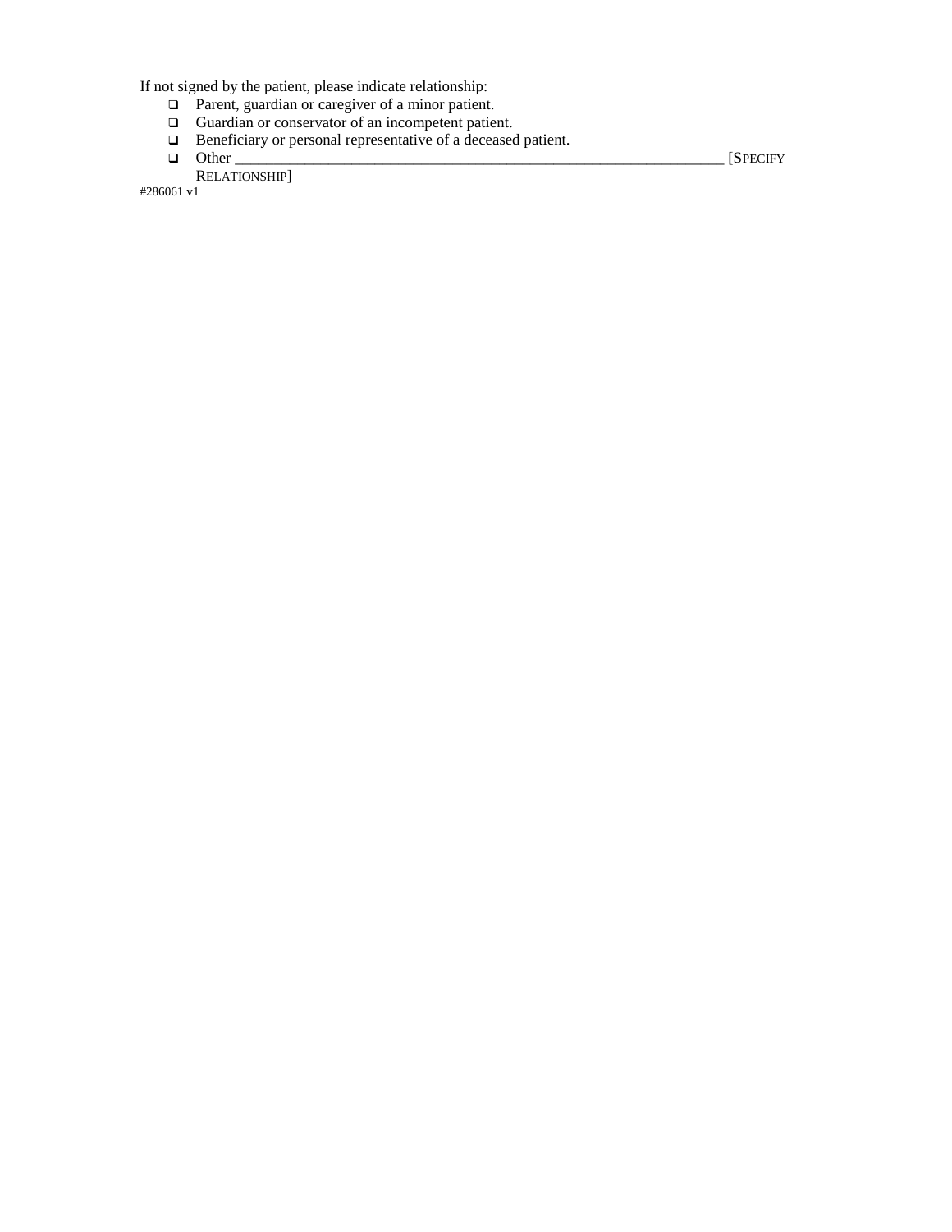If not signed by the patient, please indicate relationship:

- ❑ Parent, guardian or caregiver of a minor patient.
- ❑ Guardian or conservator of an incompetent patient.
- ❑ Beneficiary or personal representative of a deceased patient.
- ❑ Other ________________________________________________________________ [SPECIFY RELATIONSHIP]

#286061 v1